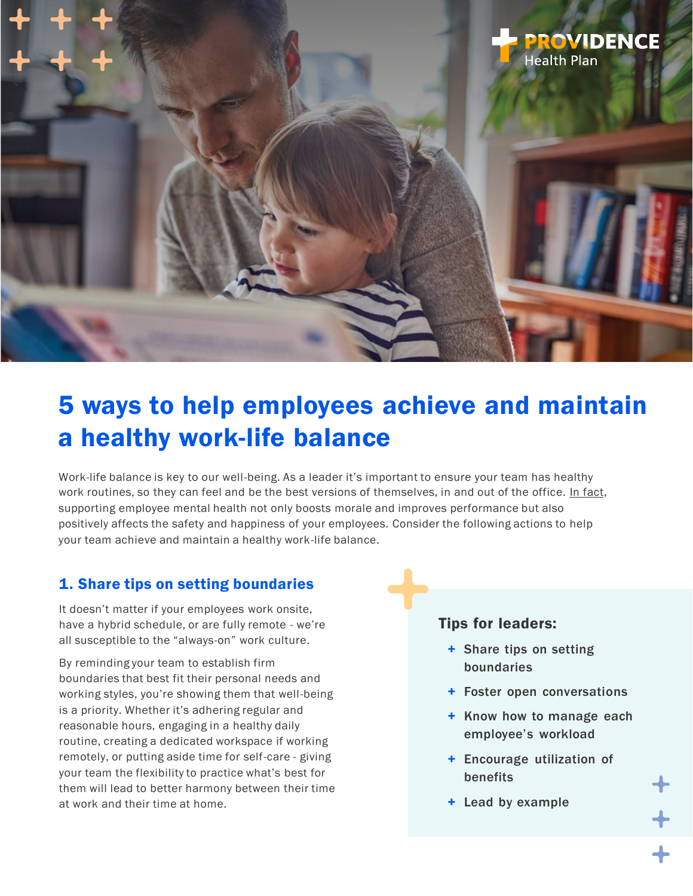PROVIDENCE Health Plan

# 5 ways to help employees achieve and maintain a healthy work-life balance

Work-life balance is key to our well-being. As a leader it's important to ensure your team has healthy work routines, so they can feel and be the best versions of themselves, in and out of the office. In fact, supporting employee mental health not only boosts morale and improves performance but also positively affects the safety and happiness of your employees. Consider the following actions to help your team achieve and maintain a healthy work-life balance.

## 1. Share tips on setting boundaries

It doesn't matter if your employees work onsite, have a hybrid schedule, or are fully remote - we're all susceptible to the "always-on" work culture.

By reminding your team to establish firm boundaries that best fit their personal needs and working styles, you're showing them that well-being is a priority. Whether it's adhering regular and reasonable hours, engaging in a healthy daily routine, creating a dedicated workspace if working remotely, or putting aside time for self-care - giving your team the flexibility to practice what's best for them will lead to better harmony between their time at work and their time at home.

### Tips for leaders:

- Share tips on setting boundaries
- Foster open conversations
- Know how to manage each employee's workload
- Encourage utilization of benefits
- Lead by example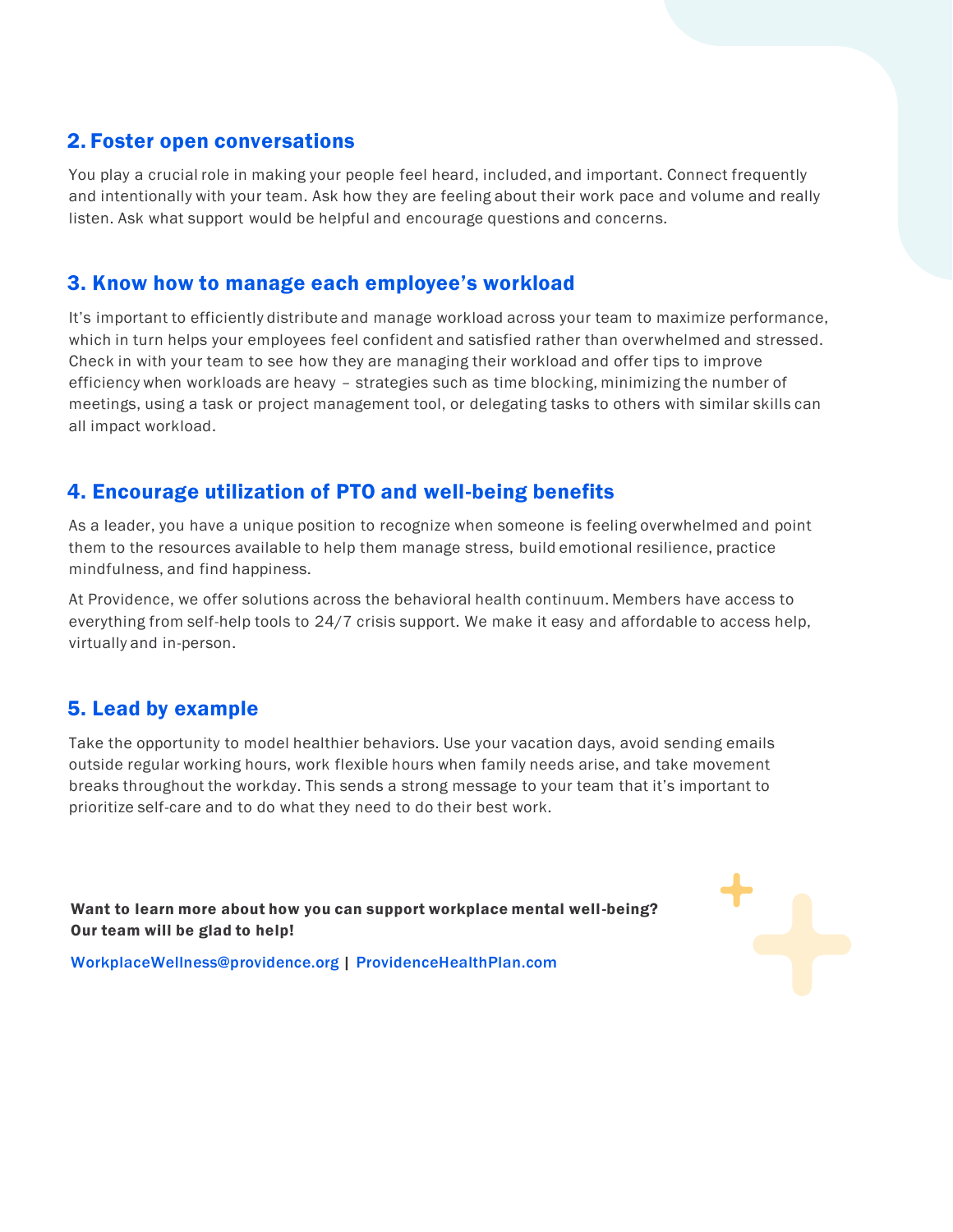## 2. Foster open conversations

You play a crucial role in making your people feel heard, included, and important. Connect frequently and intentionally with your team. Ask how they are feeling about their work pace and volume and really listen. Ask what support would be helpful and encourage questions and concerns.

## 3. Know how to manage each employee's workload

It's important to efficiently distribute and manage workload across your team to maximize performance, which in turn helps your employees feel confident and satisfied rather than overwhelmed and stressed. Check in with your team to see how they are managing their workload and offer tips to improve efficiency when workloads are heavy – strategies such as time blocking, minimizing the number of meetings, using a task or project management tool, or delegating tasks to others with similar skills can all impact workload.

## 4. Encourage utilization of PTO and well-being benefits

As a leader, you have a unique position to recognize when someone is feeling overwhelmed and point them to the resources available to help them manage stress, build emotional resilience, practice mindfulness, and find happiness.

At Providence, we offer solutions across the behavioral health continuum. Members have access to everything from self-help tools to 24/7 crisis support. We make it easy and affordable to access help, virtually and in-person.

## 5. Lead by example

Take the opportunity to model healthier behaviors. Use your vacation days, avoid sending emails outside regular working hours, work flexible hours when family needs arise, and take movement breaks throughout the workday. This sends a strong message to your team that it's important to prioritize self-care and to do what they need to do their best work.

**Want to learn more about how you can support workplace mental well-being?**
**Our team will be glad to help!**

WorkplaceWellness@providence.org | ProvidenceHealthPlan.com